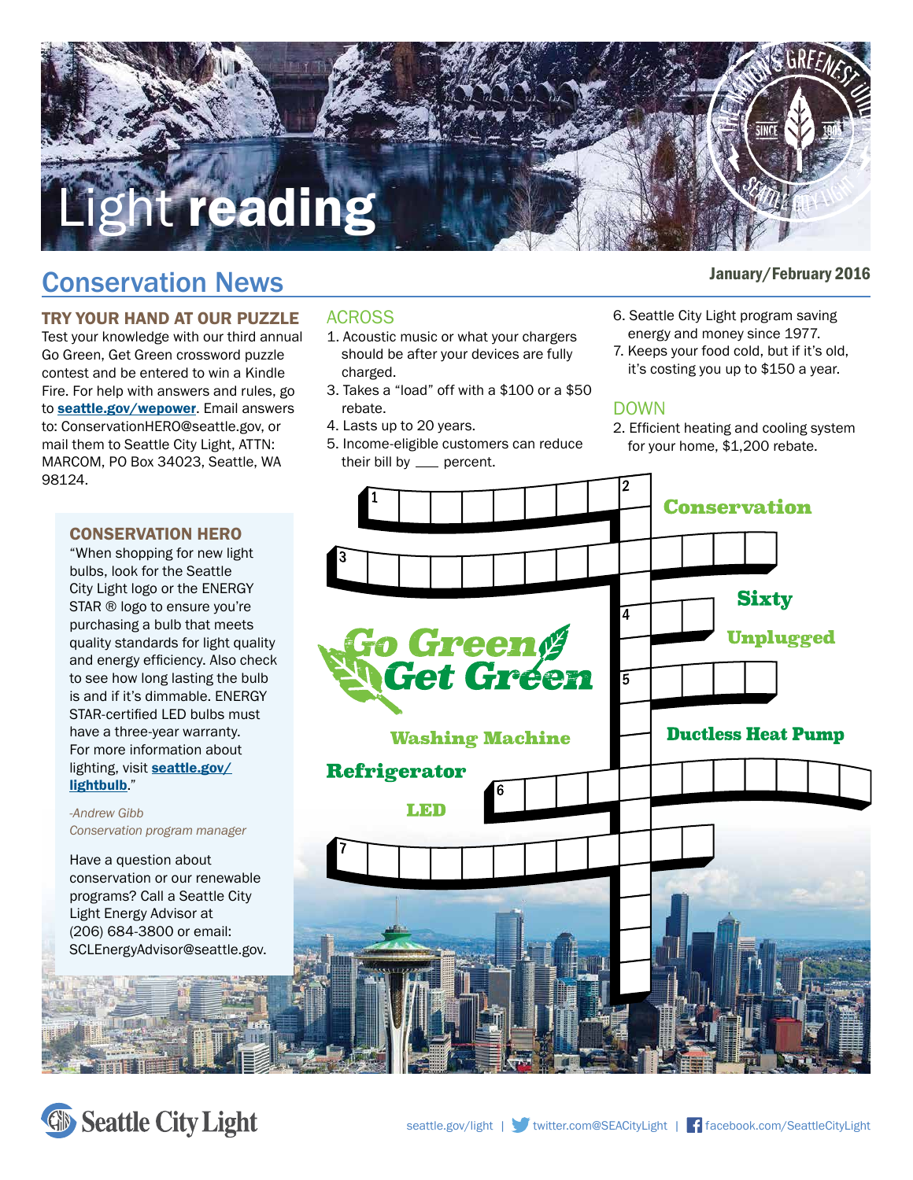# Light reading

## Conservation News

January/February 2016

### TRY YOUR HAND AT OUR PUZZLE

Test your knowledge with our third annual Go Green, Get Green crossword puzzle contest and be entered to win a Kindle Fire. For help with answers and rules, go to **seattle.gov/wepower**. Email answers to: ConservationHERO@seattle.gov, or mail them to Seattle City Light, ATTN: MARCOM, PO Box 34023, Seattle, WA 98124.

### CONSERVATION HERO

"When shopping for new light bulbs, look for the Seattle City Light logo or the ENERGY STAR ® logo to ensure you're purchasing a bulb that meets quality standards for light quality and energy efficiency. Also check to see how long lasting the bulb is and if it's dimmable. ENERGY STAR-certified LED bulbs must have a three-year warranty. For more information about lighting, visit **seattle.gov/lightbulb**."

*-Andrew Gibb*
*Conservation program manager*

Have a question about conservation or our renewable programs? Call a Seattle City Light Energy Advisor at (206) 684-3800 or email: SCLEnergyAdvisor@seattle.gov.

### ACROSS

1. Acoustic music or what your chargers should be after your devices are fully charged.
3. Takes a "load" off with a $100 or a $50 rebate.
4. Lasts up to 20 years.
5. Income-eligible customers can reduce their bill by ___ percent.
6. Seattle City Light program saving energy and money since 1977.
7. Keeps your food cold, but if it's old, it's costing you up to $150 a year.

### DOWN

2. Efficient heating and cooling system for your home, $1,200 rebate.

**Go Green Get Green**

Word bank: Conservation, Sixty, Unplugged, Washing Machine, Ductless Heat Pump, Refrigerator, LED

Seattle City Light

seattle.gov/light | twitter.com@SEACityLight | facebook.com/SeattleCityLight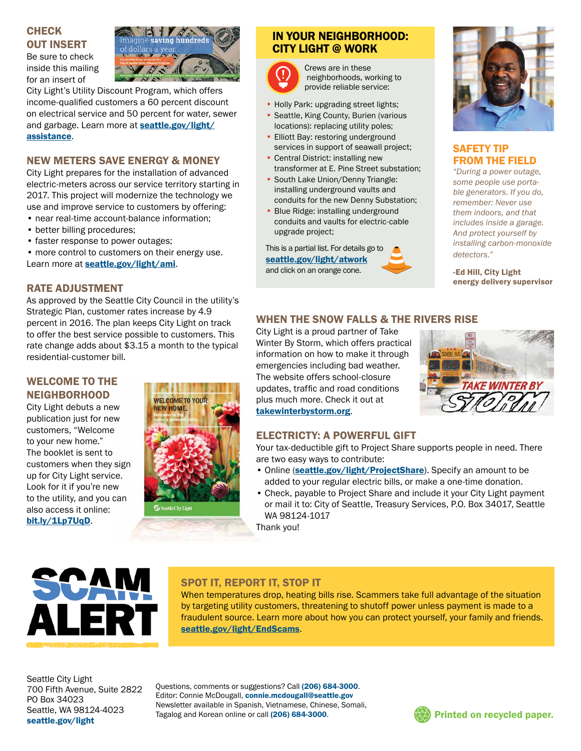## CHECK OUT INSERT

Be sure to check inside this mailing for an insert of City Light's Utility Discount Program, which offers income-qualified customers a 60 percent discount on electrical service and 50 percent for water, sewer and garbage. Learn more at **seattle.gov/light/assistance**.

## NEW METERS SAVE ENERGY & MONEY

City Light prepares for the installation of advanced electric-meters across our service territory starting in 2017. This project will modernize the technology we use and improve service to customers by offering:

- near real-time account-balance information;
- better billing procedures;
- faster response to power outages;
- more control to customers on their energy use.

Learn more at **seattle.gov/light/ami**.

## RATE ADJUSTMENT

As approved by the Seattle City Council in the utility's Strategic Plan, customer rates increase by 4.9 percent in 2016. The plan keeps City Light on track to offer the best service possible to customers. This rate change adds about $3.15 a month to the typical residential-customer bill.

## WELCOME TO THE NEIGHBORHOOD

City Light debuts a new publication just for new customers, "Welcome to your new home." The booklet is sent to customers when they sign up for City Light service. Look for it if you're new to the utility, and you can also access it online: **bit.ly/1Lp7UqD**.

## IN YOUR NEIGHBORHOOD: CITY LIGHT @ WORK

Crews are in these neighborhoods, working to provide reliable service:

- Holly Park: upgrading street lights;
- Seattle, King County, Burien (various locations): replacing utility poles;
- Elliott Bay: restoring underground services in support of seawall project;
- Central District: installing new transformer at E. Pine Street substation;
- South Lake Union/Denny Triangle: installing underground vaults and conduits for the new Denny Substation;
- Blue Ridge: installing underground conduits and vaults for electric-cable upgrade project;

This is a partial list. For details go to **seattle.gov/light/atwork** and click on an orange cone.

## SAFETY TIP FROM THE FIELD

*"During a power outage, some people use portable generators. If you do, remember: Never use them indoors, and that includes inside a garage. And protect yourself by installing carbon-monoxide detectors."*

**-Ed Hill, City Light energy delivery supervisor**

## WHEN THE SNOW FALLS & THE RIVERS RISE

City Light is a proud partner of Take Winter By Storm, which offers practical information on how to make it through emergencies including bad weather. The website offers school-closure updates, traffic and road conditions plus much more. Check it out at **takewinterbystorm.org**.

## ELECTRICTY: A POWERFUL GIFT

Your tax-deductible gift to Project Share supports people in need. There are two easy ways to contribute:

- Online (**seattle.gov/light/ProjectShare**). Specify an amount to be added to your regular electric bills, or make a one-time donation.
- Check, payable to Project Share and include it with your City Light payment or mail it to: City of Seattle, Treasury Services, P.O. Box 34017, Seattle WA 98124-1017

Thank you!

# SCAM ALERT

## SPOT IT, REPORT IT, STOP IT

When temperatures drop, heating bills rise. Scammers take full advantage of the situation by targeting utility customers, threatening to shutoff power unless payment is made to a fraudulent source. Learn more about how you can protect yourself, your family and friends. **seattle.gov/light/EndScams**.

Seattle City Light
700 Fifth Avenue, Suite 2822
PO Box 34023
Seattle, WA 98124-4023
**seattle.gov/light**

Questions, comments or suggestions? Call **(206) 684-3000**.
Editor: Connie McDougall, **connie.mcdougall@seattle.gov**
Newsletter available in Spanish, Vietnamese, Chinese, Somali, Tagalog and Korean online or call **(206) 684-3000**.

**Printed on recycled paper.**